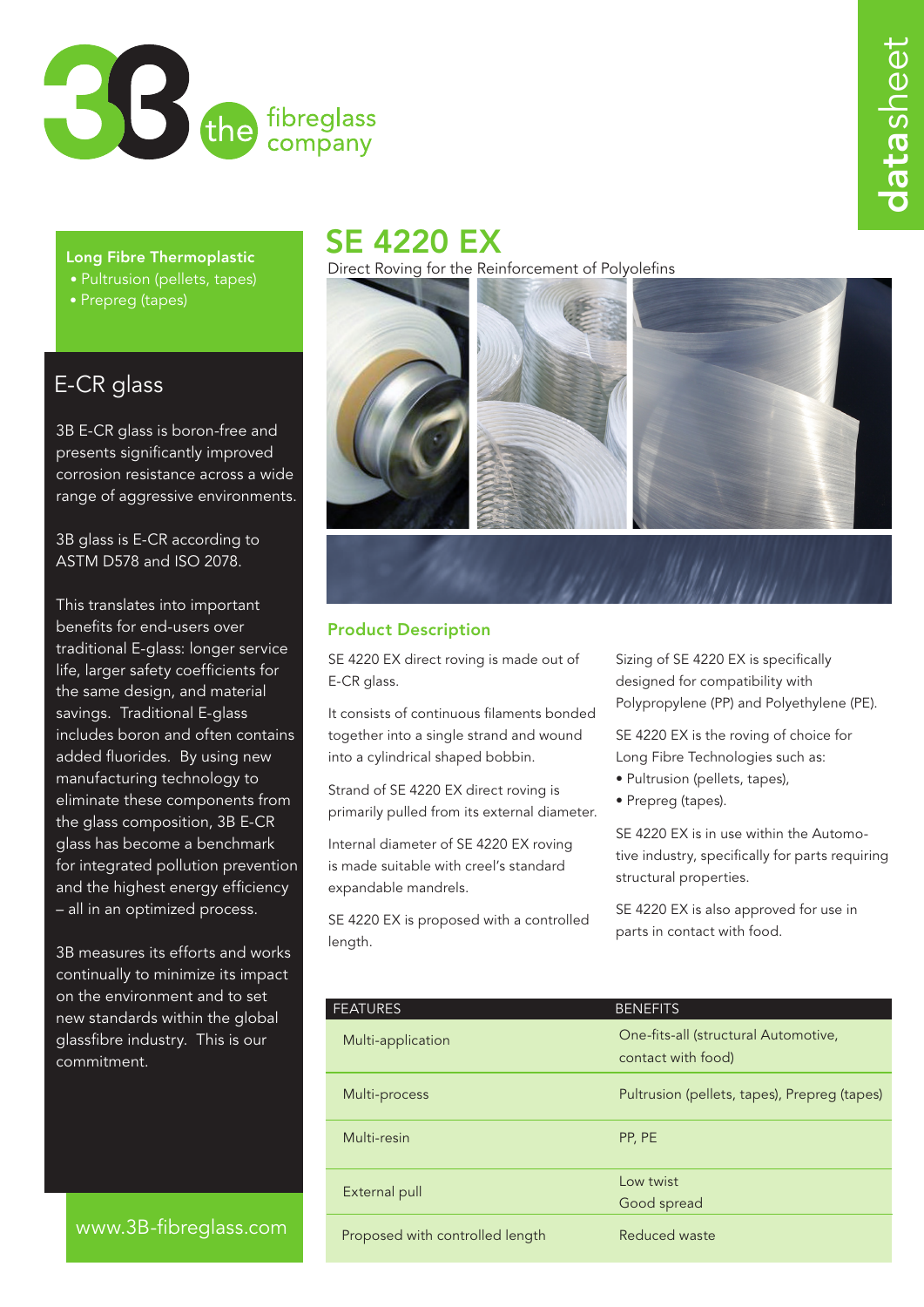3B the fibreglass company

datasheet

# SE 4220 EX

Direct Roving for the Reinforcement of Polyolefins

**Long Fibre Thermoplastic**

- Pultrusion (pellets, tapes)
- Prepreg (tapes)

## E-CR glass

3B E-CR glass is boron-free and presents significantly improved corrosion resistance across a wide range of aggressive environments.

3B glass is E-CR according to ASTM D578 and ISO 2078.

This translates into important benefits for end-users over traditional E-glass: longer service life, larger safety coefficients for the same design, and material savings. Traditional E-glass includes boron and often contains added fluorides. By using new manufacturing technology to eliminate these components from the glass composition, 3B E-CR glass has become a benchmark for integrated pollution prevention and the highest energy efficiency – all in an optimized process.

3B measures its efforts and works continually to minimize its impact on the environment and to set new standards within the global glassfibre industry. This is our commitment.

www.3B-fibreglass.com

## Product Description

SE 4220 EX direct roving is made out of E-CR glass.

It consists of continuous filaments bonded together into a single strand and wound into a cylindrical shaped bobbin.

Strand of SE 4220 EX direct roving is primarily pulled from its external diameter.

Internal diameter of SE 4220 EX roving is made suitable with creel's standard expandable mandrels.

SE 4220 EX is proposed with a controlled length.

Sizing of SE 4220 EX is specifically designed for compatibility with Polypropylene (PP) and Polyethylene (PE).

SE 4220 EX is the roving of choice for Long Fibre Technologies such as:

- Pultrusion (pellets, tapes),
- Prepreg (tapes).

SE 4220 EX is in use within the Automotive industry, specifically for parts requiring structural properties.

SE 4220 EX is also approved for use in parts in contact with food.

| FEATURES | BENEFITS |
|---|---|
| Multi-application | One-fits-all (structural Automotive, contact with food) |
| Multi-process | Pultrusion (pellets, tapes), Prepreg (tapes) |
| Multi-resin | PP, PE |
| External pull | Low twist<br>Good spread |
| Proposed with controlled length | Reduced waste |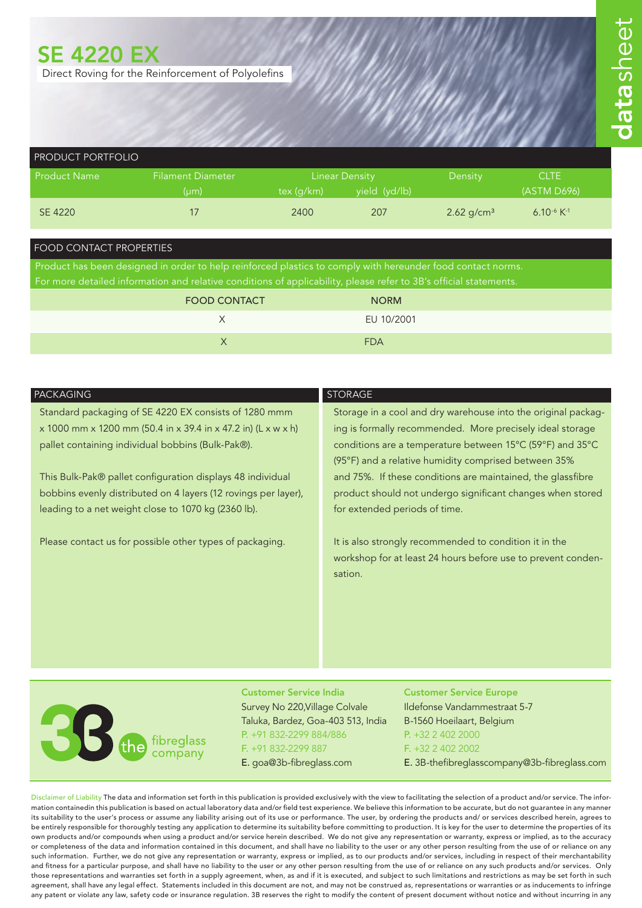# SE 4220 EX

Direct Roving for the Reinforcement of Polyolefins

datasheet

## PRODUCT PORTFOLIO

| Product Name | Filament Diameter (µm) | Linear Density tex (g/km) | Linear Density yield (yd/lb) | Density | CLTE (ASTM D696) |
|---|---|---|---|---|---|
| SE 4220 | 17 | 2400 | 207 | 2.62 g/cm³ | $6.10^{-6}$ $K^{-1}$ |

## FOOD CONTACT PROPERTIES

Product has been designed in order to help reinforced plastics to comply with hereunder food contact norms.
For more detailed information and relative conditions of applicability, please refer to 3B's official statements.

| FOOD CONTACT | NORM |
|---|---|
| X | EU 10/2001 |
| X | FDA |

## PACKAGING

Standard packaging of SE 4220 EX consists of 1280 mmm x 1000 mm x 1200 mm (50.4 in x 39.4 in x 47.2 in) (L x w x h) pallet containing individual bobbins (Bulk-Pak®).

This Bulk-Pak® pallet configuration displays 48 individual bobbins evenly distributed on 4 layers (12 rovings per layer), leading to a net weight close to 1070 kg (2360 lb).

Please contact us for possible other types of packaging.

## STORAGE

Storage in a cool and dry warehouse into the original packaging is formally recommended. More precisely ideal storage conditions are a temperature between 15°C (59°F) and 35°C (95°F) and a relative humidity comprised between 35% and 75%. If these conditions are maintained, the glassfibre product should not undergo significant changes when stored for extended periods of time.

It is also strongly recommended to condition it in the workshop for at least 24 hours before use to prevent condensation.

3B the fibreglass company

**Customer Service India**
Survey No 220,Village Colvale
Taluka, Bardez, Goa-403 513, India
P. +91 832-2299 884/886
F. +91 832-2299 887
E. goa@3b-fibreglass.com

**Customer Service Europe**
Ildefonse Vandammestraat 5-7
B-1560 Hoeilaart, Belgium
P. +32 2 402 2000
F. +32 2 402 2002
E. 3B-thefibreglasscompany@3b-fibreglass.com

Disclaimer of Liability The data and information set forth in this publication is provided exclusively with the view to facilitating the selection of a product and/or service. The information containedin this publication is based on actual laboratory data and/or field test experience. We believe this information to be accurate, but do not guarantee in any manner its suitability to the user's process or assume any liability arising out of its use or performance. The user, by ordering the products and/ or services described herein, agrees to be entirely responsible for thoroughly testing any application to determine its suitability before committing to production. It is key for the user to determine the properties of its own products and/or compounds when using a product and/or service herein described. We do not give any representation or warranty, express or implied, as to the accuracy or completeness of the data and information contained in this document, and shall have no liability to the user or any other person resulting from the use of or reliance on any such information. Further, we do not give any representation or warranty, express or implied, as to our products and/or services, including in respect of their merchantability and fitness for a particular purpose, and shall have no liability to the user or any other person resulting from the use of or reliance on any such products and/or services. Only those representations and warranties set forth in a supply agreement, when, as and if it is executed, and subject to such limitations and restrictions as may be set forth in such agreement, shall have any legal effect. Statements included in this document are not, and may not be construed as, representations or warranties or as inducements to infringe any patent or violate any law, safety code or insurance regulation. 3B reserves the right to modify the content of present document without notice and without incurring in any